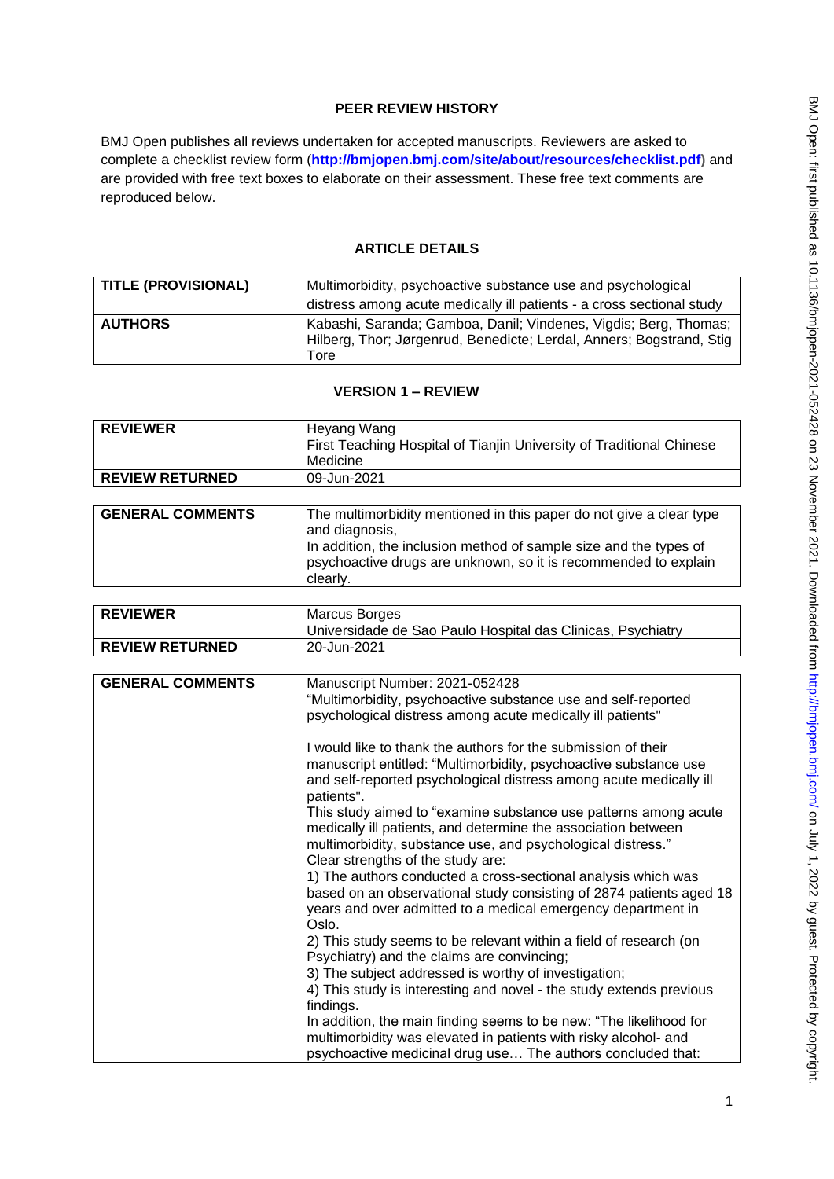## PEER REVIEW HISTORY

BMJ Open publishes all reviews undertaken for accepted manuscripts. Reviewers are asked to complete a checklist review form (**http://bmjopen.bmj.com/site/about/resources/checklist.pdf**) and are provided with free text boxes to elaborate on their assessment. These free text comments are reproduced below.

## ARTICLE DETAILS

| | |
|---|---|
| **TITLE (PROVISIONAL)** | Multimorbidity, psychoactive substance use and psychological distress among acute medically ill patients - a cross sectional study |
| **AUTHORS** | Kabashi, Saranda; Gamboa, Danil; Vindenes, Vigdis; Berg, Thomas; Hilberg, Thor; Jørgenrud, Benedicte; Lerdal, Anners; Bogstrand, Stig Tore |

## VERSION 1 – REVIEW

| | |
|---|---|
| **REVIEWER** | Heyang Wang<br>First Teaching Hospital of Tianjin University of Traditional Chinese Medicine |
| **REVIEW RETURNED** | 09-Jun-2021 |

| | |
|---|---|
| **GENERAL COMMENTS** | The multimorbidity mentioned in this paper do not give a clear type and diagnosis,<br>In addition, the inclusion method of sample size and the types of psychoactive drugs are unknown, so it is recommended to explain clearly. |

| | |
|---|---|
| **REVIEWER** | Marcus Borges<br>Universidade de Sao Paulo Hospital das Clinicas, Psychiatry |
| **REVIEW RETURNED** | 20-Jun-2021 |

| | |
|---|---|
| **GENERAL COMMENTS** | Manuscript Number: 2021-052428<br>"Multimorbidity, psychoactive substance use and self-reported psychological distress among acute medically ill patients"<br><br>I would like to thank the authors for the submission of their manuscript entitled: "Multimorbidity, psychoactive substance use and self-reported psychological distress among acute medically ill patients".<br>This study aimed to "examine substance use patterns among acute medically ill patients, and determine the association between multimorbidity, substance use, and psychological distress."<br>Clear strengths of the study are:<br>1) The authors conducted a cross-sectional analysis which was based on an observational study consisting of 2874 patients aged 18 years and over admitted to a medical emergency department in Oslo.<br>2) This study seems to be relevant within a field of research (on Psychiatry) and the claims are convincing;<br>3) The subject addressed is worthy of investigation;<br>4) This study is interesting and novel - the study extends previous findings.<br>In addition, the main finding seems to be new: "The likelihood for multimorbidity was elevated in patients with risky alcohol- and psychoactive medicinal drug use… The authors concluded that: |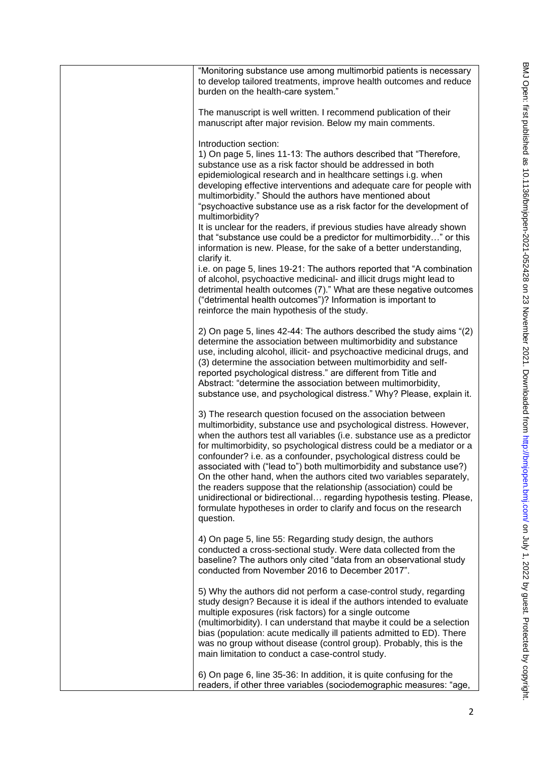"Monitoring substance use among multimorbid patients is necessary to develop tailored treatments, improve health outcomes and reduce burden on the health-care system."

The manuscript is well written. I recommend publication of their manuscript after major revision. Below my main comments.

Introduction section:
1) On page 5, lines 11-13: The authors described that "Therefore, substance use as a risk factor should be addressed in both epidemiological research and in healthcare settings i.g. when developing effective interventions and adequate care for people with multimorbidity." Should the authors have mentioned about "psychoactive substance use as a risk factor for the development of multimorbidity?
It is unclear for the readers, if previous studies have already shown that "substance use could be a predictor for multimorbidity…" or this information is new. Please, for the sake of a better understanding, clarify it.
i.e. on page 5, lines 19-21: The authors reported that "A combination of alcohol, psychoactive medicinal- and illicit drugs might lead to detrimental health outcomes (7)." What are these negative outcomes ("detrimental health outcomes")? Information is important to reinforce the main hypothesis of the study.

2) On page 5, lines 42-44: The authors described the study aims "(2) determine the association between multimorbidity and substance use, including alcohol, illicit- and psychoactive medicinal drugs, and (3) determine the association between multimorbidity and self-reported psychological distress." are different from Title and Abstract: "determine the association between multimorbidity, substance use, and psychological distress." Why? Please, explain it.

3) The research question focused on the association between multimorbidity, substance use and psychological distress. However, when the authors test all variables (i.e. substance use as a predictor for multimorbidity, so psychological distress could be a mediator or a confounder? i.e. as a confounder, psychological distress could be associated with ("lead to") both multimorbidity and substance use?) On the other hand, when the authors cited two variables separately, the readers suppose that the relationship (association) could be unidirectional or bidirectional… regarding hypothesis testing. Please, formulate hypotheses in order to clarify and focus on the research question.

4) On page 5, line 55: Regarding study design, the authors conducted a cross-sectional study. Were data collected from the baseline? The authors only cited "data from an observational study conducted from November 2016 to December 2017".

5) Why the authors did not perform a case-control study, regarding study design? Because it is ideal if the authors intended to evaluate multiple exposures (risk factors) for a single outcome (multimorbidity). I can understand that maybe it could be a selection bias (population: acute medically ill patients admitted to ED). There was no group without disease (control group). Probably, this is the main limitation to conduct a case-control study.

6) On page 6, line 35-36: In addition, it is quite confusing for the readers, if other three variables (sociodemographic measures: "age,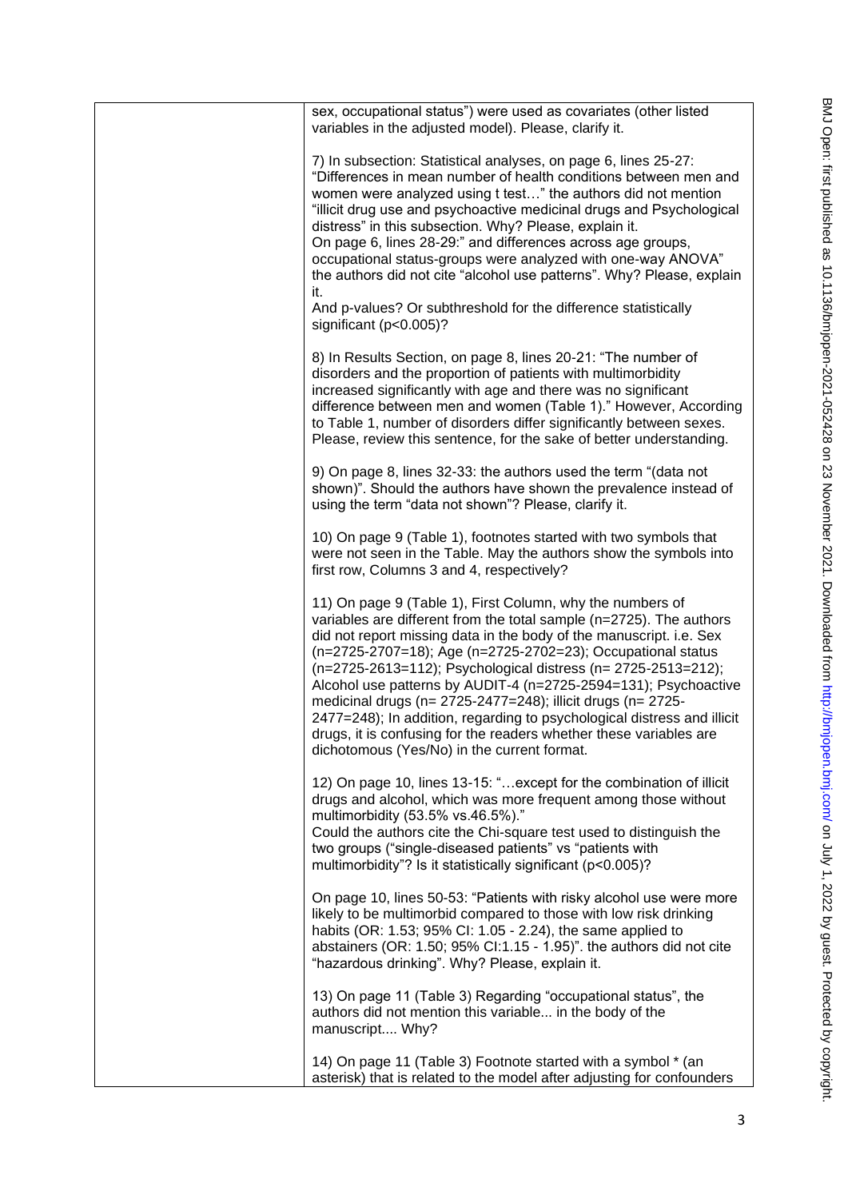sex, occupational status") were used as covariates (other listed variables in the adjusted model). Please, clarify it.

7) In subsection: Statistical analyses, on page 6, lines 25-27: "Differences in mean number of health conditions between men and women were analyzed using t test…" the authors did not mention "illicit drug use and psychoactive medicinal drugs and Psychological distress" in this subsection. Why? Please, explain it.
On page 6, lines 28-29:" and differences across age groups, occupational status-groups were analyzed with one-way ANOVA" the authors did not cite "alcohol use patterns". Why? Please, explain it.
And p-values? Or subthreshold for the difference statistically significant ($p<0.005$)?

8) In Results Section, on page 8, lines 20-21: "The number of disorders and the proportion of patients with multimorbidity increased significantly with age and there was no significant difference between men and women (Table 1)." However, According to Table 1, number of disorders differ significantly between sexes. Please, review this sentence, for the sake of better understanding.

9) On page 8, lines 32-33: the authors used the term "(data not shown)". Should the authors have shown the prevalence instead of using the term "data not shown"? Please, clarify it.

10) On page 9 (Table 1), footnotes started with two symbols that were not seen in the Table. May the authors show the symbols into first row, Columns 3 and 4, respectively?

11) On page 9 (Table 1), First Column, why the numbers of variables are different from the total sample (n=2725). The authors did not report missing data in the body of the manuscript. i.e. Sex (n=2725-2707=18); Age (n=2725-2702=23); Occupational status (n=2725-2613=112); Psychological distress (n= 2725-2513=212); Alcohol use patterns by AUDIT-4 (n=2725-2594=131); Psychoactive medicinal drugs (n= 2725-2477=248); illicit drugs (n= 2725-2477=248); In addition, regarding to psychological distress and illicit drugs, it is confusing for the readers whether these variables are dichotomous (Yes/No) in the current format.

12) On page 10, lines 13-15: "…except for the combination of illicit drugs and alcohol, which was more frequent among those without multimorbidity (53.5% vs.46.5%)."
Could the authors cite the Chi-square test used to distinguish the two groups ("single-diseased patients" vs "patients with multimorbidity"? Is it statistically significant ($p<0.005$)?

On page 10, lines 50-53: "Patients with risky alcohol use were more likely to be multimorbid compared to those with low risk drinking habits (OR: 1.53; 95% CI: 1.05 - 2.24), the same applied to abstainers (OR: 1.50; 95% CI:1.15 - 1.95)". the authors did not cite "hazardous drinking". Why? Please, explain it.

13) On page 11 (Table 3) Regarding "occupational status", the authors did not mention this variable... in the body of the manuscript.... Why?

14) On page 11 (Table 3) Footnote started with a symbol * (an asterisk) that is related to the model after adjusting for confounders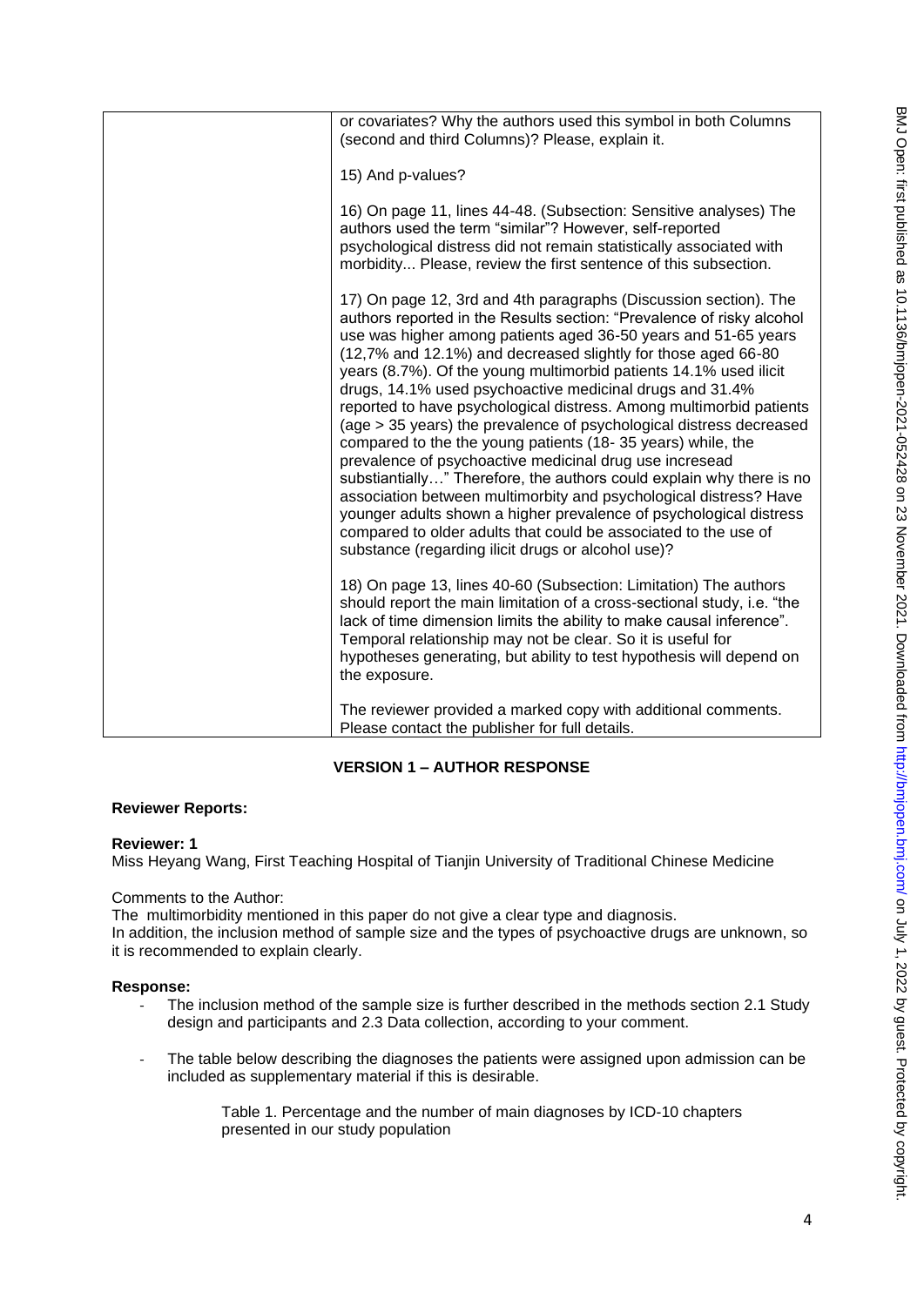| | or covariates? Why the authors used this symbol in both Columns (second and third Columns)? Please, explain it.<br><br>15) And p-values?<br><br>16) On page 11, lines 44-48. (Subsection: Sensitive analyses) The authors used the term "similar"? However, self-reported psychological distress did not remain statistically associated with morbidity... Please, review the first sentence of this subsection.<br><br>17) On page 12, 3rd and 4th paragraphs (Discussion section). The authors reported in the Results section: "Prevalence of risky alcohol use was higher among patients aged 36-50 years and 51-65 years (12,7% and 12.1%) and decreased slightly for those aged 66-80 years (8.7%). Of the young multimorbid patients 14.1% used ilicit drugs, 14.1% used psychoactive medicinal drugs and 31.4% reported to have psychological distress. Among multimorbid patients (age > 35 years) the prevalence of psychological distress decreased compared to the the young patients (18- 35 years) while, the prevalence of psychoactive medicinal drug use incresead substiantially…" Therefore, the authors could explain why there is no association between multimorbity and psychological distress? Have younger adults shown a higher prevalence of psychological distress compared to older adults that could be associated to the use of substance (regarding ilicit drugs or alcohol use)?<br><br>18) On page 13, lines 40-60 (Subsection: Limitation) The authors should report the main limitation of a cross-sectional study, i.e. "the lack of time dimension limits the ability to make causal inference". Temporal relationship may not be clear. So it is useful for hypotheses generating, but ability to test hypothesis will depend on the exposure.<br><br>The reviewer provided a marked copy with additional comments. Please contact the publisher for full details. |
|---|---|

## VERSION 1 – AUTHOR RESPONSE

**Reviewer Reports:**

**Reviewer: 1**
Miss Heyang Wang, First Teaching Hospital of Tianjin University of Traditional Chinese Medicine

Comments to the Author:
The multimorbidity mentioned in this paper do not give a clear type and diagnosis.
In addition, the inclusion method of sample size and the types of psychoactive drugs are unknown, so it is recommended to explain clearly.

**Response:**

- The inclusion method of the sample size is further described in the methods section 2.1 Study design and participants and 2.3 Data collection, according to your comment.

- The table below describing the diagnoses the patients were assigned upon admission can be included as supplementary material if this is desirable.

  Table 1. Percentage and the number of main diagnoses by ICD-10 chapters presented in our study population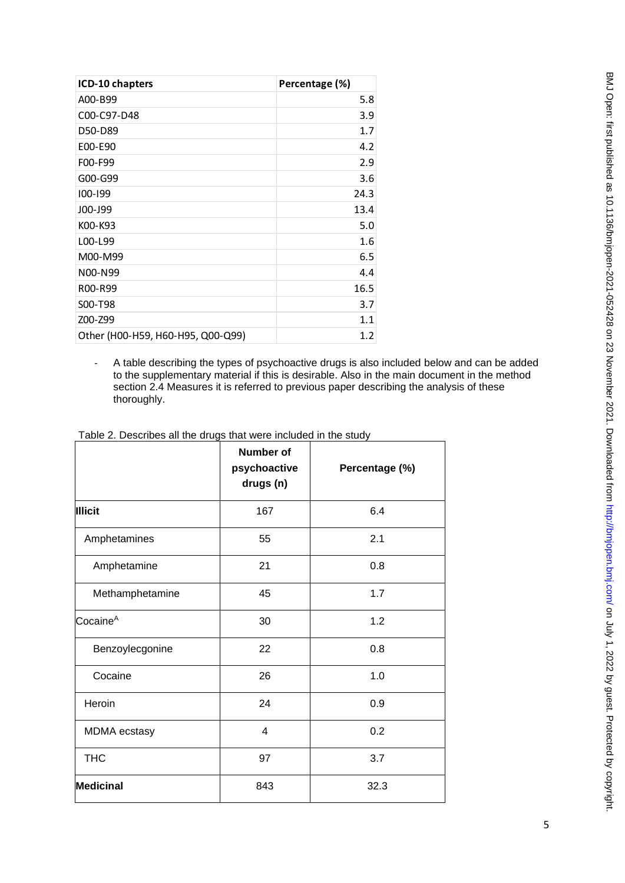| ICD-10 chapters | Percentage (%) |
|---|---|
| A00-B99 | 5.8 |
| C00-C97-D48 | 3.9 |
| D50-D89 | 1.7 |
| E00-E90 | 4.2 |
| F00-F99 | 2.9 |
| G00-G99 | 3.6 |
| I00-I99 | 24.3 |
| J00-J99 | 13.4 |
| K00-K93 | 5.0 |
| L00-L99 | 1.6 |
| M00-M99 | 6.5 |
| N00-N99 | 4.4 |
| R00-R99 | 16.5 |
| S00-T98 | 3.7 |
| Z00-Z99 | 1.1 |
| Other (H00-H59, H60-H95, Q00-Q99) | 1.2 |

- A table describing the types of psychoactive drugs is also included below and can be added to the supplementary material if this is desirable. Also in the main document in the method section 2.4 Measures it is referred to previous paper describing the analysis of these thoroughly.

Table 2. Describes all the drugs that were included in the study

| | Number of psychoactive drugs (n) | Percentage (%) |
|---|---|---|
| **Illicit** | 167 | 6.4 |
| Amphetamines | 55 | 2.1 |
| Amphetamine | 21 | 0.8 |
| Methamphetamine | 45 | 1.7 |
| Cocaine[A] | 30 | 1.2 |
| Benzoylecgonine | 22 | 0.8 |
| Cocaine | 26 | 1.0 |
| Heroin | 24 | 0.9 |
| MDMA ecstasy | 4 | 0.2 |
| THC | 97 | 3.7 |
| **Medicinal** | 843 | 32.3 |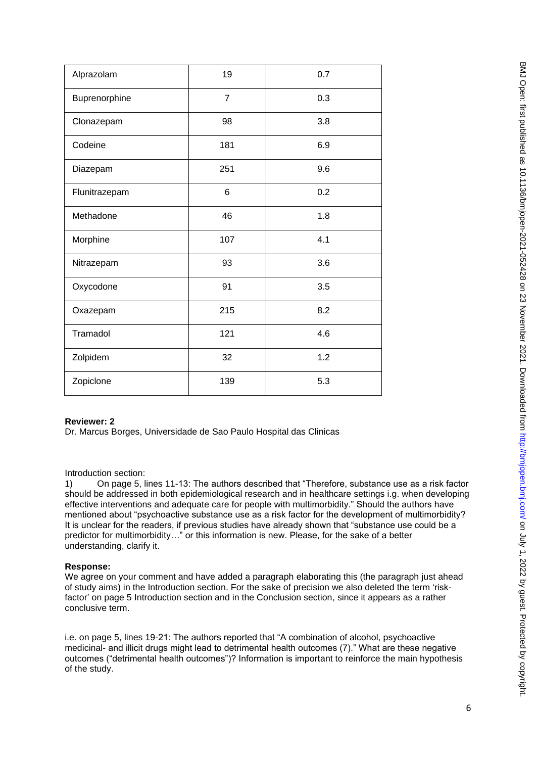| Alprazolam | 19 | 0.7 |
|---|---|---|
| Buprenorphine | 7 | 0.3 |
| Clonazepam | 98 | 3.8 |
| Codeine | 181 | 6.9 |
| Diazepam | 251 | 9.6 |
| Flunitrazepam | 6 | 0.2 |
| Methadone | 46 | 1.8 |
| Morphine | 107 | 4.1 |
| Nitrazepam | 93 | 3.6 |
| Oxycodone | 91 | 3.5 |
| Oxazepam | 215 | 8.2 |
| Tramadol | 121 | 4.6 |
| Zolpidem | 32 | 1.2 |
| Zopiclone | 139 | 5.3 |

**Reviewer: 2**
Dr. Marcus Borges, Universidade de Sao Paulo Hospital das Clinicas

Introduction section:

1) On page 5, lines 11-13: The authors described that "Therefore, substance use as a risk factor should be addressed in both epidemiological research and in healthcare settings i.g. when developing effective interventions and adequate care for people with multimorbidity." Should the authors have mentioned about "psychoactive substance use as a risk factor for the development of multimorbidity? It is unclear for the readers, if previous studies have already shown that "substance use could be a predictor for multimorbidity…" or this information is new. Please, for the sake of a better understanding, clarify it.

**Response:**
We agree on your comment and have added a paragraph elaborating this (the paragraph just ahead of study aims) in the Introduction section. For the sake of precision we also deleted the term 'risk-factor' on page 5 Introduction section and in the Conclusion section, since it appears as a rather conclusive term.

i.e. on page 5, lines 19-21: The authors reported that "A combination of alcohol, psychoactive medicinal- and illicit drugs might lead to detrimental health outcomes (7)." What are these negative outcomes ("detrimental health outcomes")? Information is important to reinforce the main hypothesis of the study.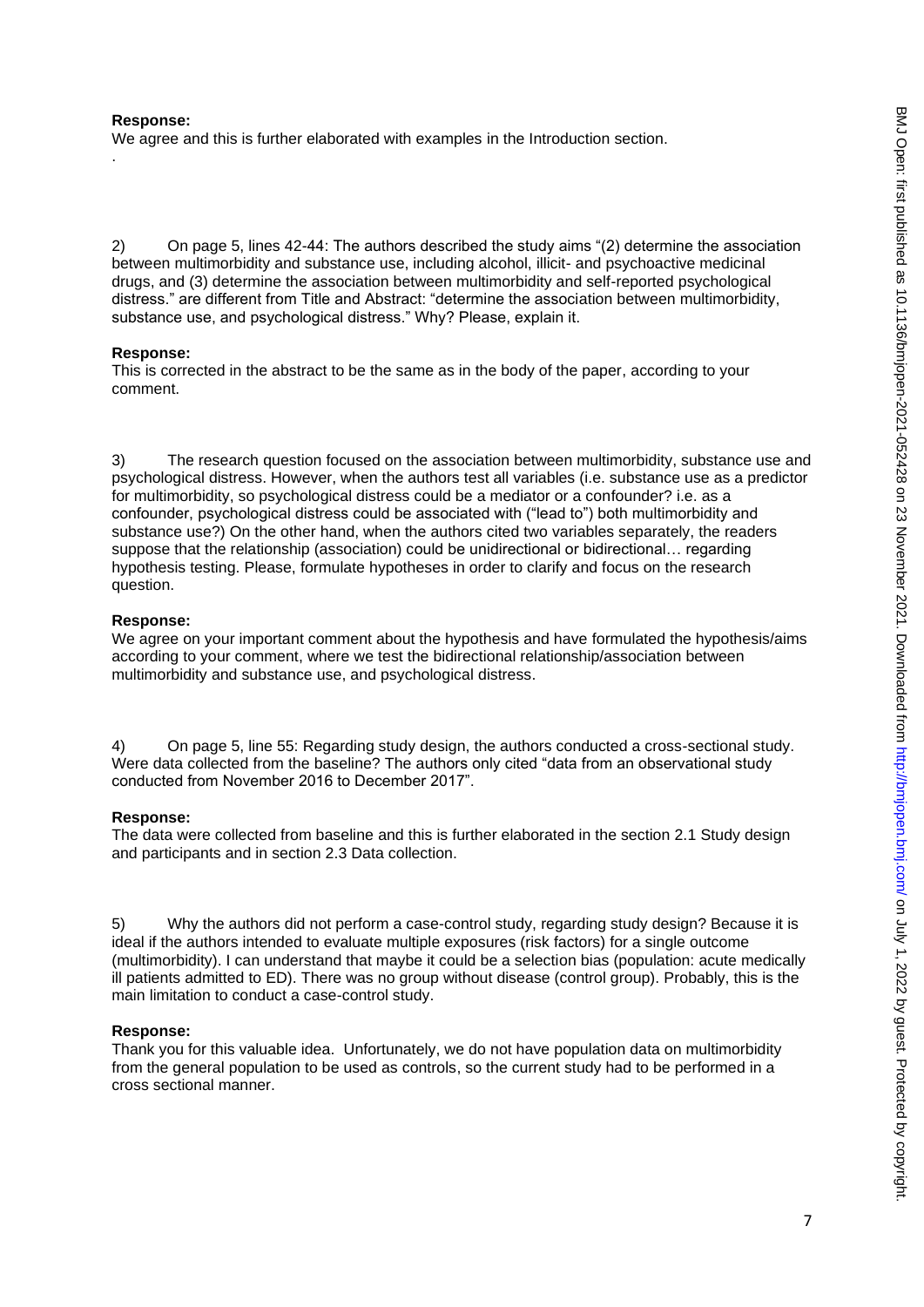**Response:**

We agree and this is further elaborated with examples in the Introduction section.

.

2) On page 5, lines 42-44: The authors described the study aims “(2) determine the association between multimorbidity and substance use, including alcohol, illicit- and psychoactive medicinal drugs, and (3) determine the association between multimorbidity and self-reported psychological distress.” are different from Title and Abstract: “determine the association between multimorbidity, substance use, and psychological distress.” Why? Please, explain it.

**Response:**

This is corrected in the abstract to be the same as in the body of the paper, according to your comment.

3) The research question focused on the association between multimorbidity, substance use and psychological distress. However, when the authors test all variables (i.e. substance use as a predictor for multimorbidity, so psychological distress could be a mediator or a confounder? i.e. as a confounder, psychological distress could be associated with (“lead to”) both multimorbidity and substance use?) On the other hand, when the authors cited two variables separately, the readers suppose that the relationship (association) could be unidirectional or bidirectional… regarding hypothesis testing. Please, formulate hypotheses in order to clarify and focus on the research question.

**Response:**

We agree on your important comment about the hypothesis and have formulated the hypothesis/aims according to your comment, where we test the bidirectional relationship/association between multimorbidity and substance use, and psychological distress.

4) On page 5, line 55: Regarding study design, the authors conducted a cross-sectional study. Were data collected from the baseline? The authors only cited “data from an observational study conducted from November 2016 to December 2017”.

**Response:**

The data were collected from baseline and this is further elaborated in the section 2.1 Study design and participants and in section 2.3 Data collection.

5) Why the authors did not perform a case-control study, regarding study design? Because it is ideal if the authors intended to evaluate multiple exposures (risk factors) for a single outcome (multimorbidity). I can understand that maybe it could be a selection bias (population: acute medically ill patients admitted to ED). There was no group without disease (control group). Probably, this is the main limitation to conduct a case-control study.

**Response:**

Thank you for this valuable idea. Unfortunately, we do not have population data on multimorbidity from the general population to be used as controls, so the current study had to be performed in a cross sectional manner.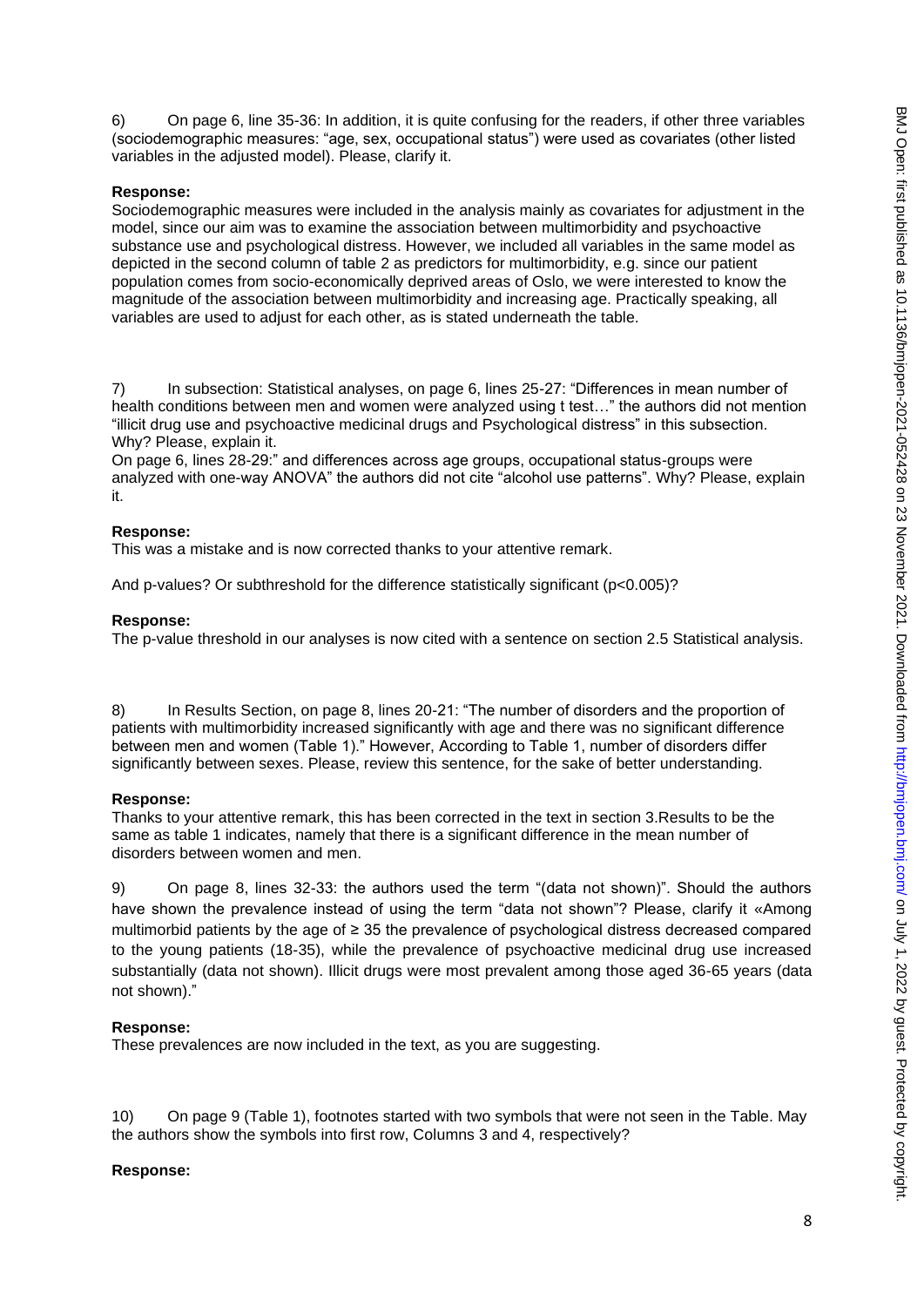6) On page 6, line 35-36: In addition, it is quite confusing for the readers, if other three variables (sociodemographic measures: "age, sex, occupational status") were used as covariates (other listed variables in the adjusted model). Please, clarify it.

**Response:**
Sociodemographic measures were included in the analysis mainly as covariates for adjustment in the model, since our aim was to examine the association between multimorbidity and psychoactive substance use and psychological distress. However, we included all variables in the same model as depicted in the second column of table 2 as predictors for multimorbidity, e.g. since our patient population comes from socio-economically deprived areas of Oslo, we were interested to know the magnitude of the association between multimorbidity and increasing age. Practically speaking, all variables are used to adjust for each other, as is stated underneath the table.

7) In subsection: Statistical analyses, on page 6, lines 25-27: "Differences in mean number of health conditions between men and women were analyzed using t test…" the authors did not mention "illicit drug use and psychoactive medicinal drugs and Psychological distress" in this subsection. Why? Please, explain it.
On page 6, lines 28-29:" and differences across age groups, occupational status-groups were analyzed with one-way ANOVA" the authors did not cite "alcohol use patterns". Why? Please, explain it.

**Response:**
This was a mistake and is now corrected thanks to your attentive remark.

And p-values? Or subthreshold for the difference statistically significant (p<0.005)?

**Response:**
The p-value threshold in our analyses is now cited with a sentence on section 2.5 Statistical analysis.

8) In Results Section, on page 8, lines 20-21: "The number of disorders and the proportion of patients with multimorbidity increased significantly with age and there was no significant difference between men and women (Table 1)." However, According to Table 1, number of disorders differ significantly between sexes. Please, review this sentence, for the sake of better understanding.

**Response:**
Thanks to your attentive remark, this has been corrected in the text in section 3.Results to be the same as table 1 indicates, namely that there is a significant difference in the mean number of disorders between women and men.

9) On page 8, lines 32-33: the authors used the term "(data not shown)". Should the authors have shown the prevalence instead of using the term "data not shown"? Please, clarify it «Among multimorbid patients by the age of ≥ 35 the prevalence of psychological distress decreased compared to the young patients (18-35), while the prevalence of psychoactive medicinal drug use increased substantially (data not shown). Illicit drugs were most prevalent among those aged 36-65 years (data not shown)."

**Response:**
These prevalences are now included in the text, as you are suggesting.

10) On page 9 (Table 1), footnotes started with two symbols that were not seen in the Table. May the authors show the symbols into first row, Columns 3 and 4, respectively?

**Response:**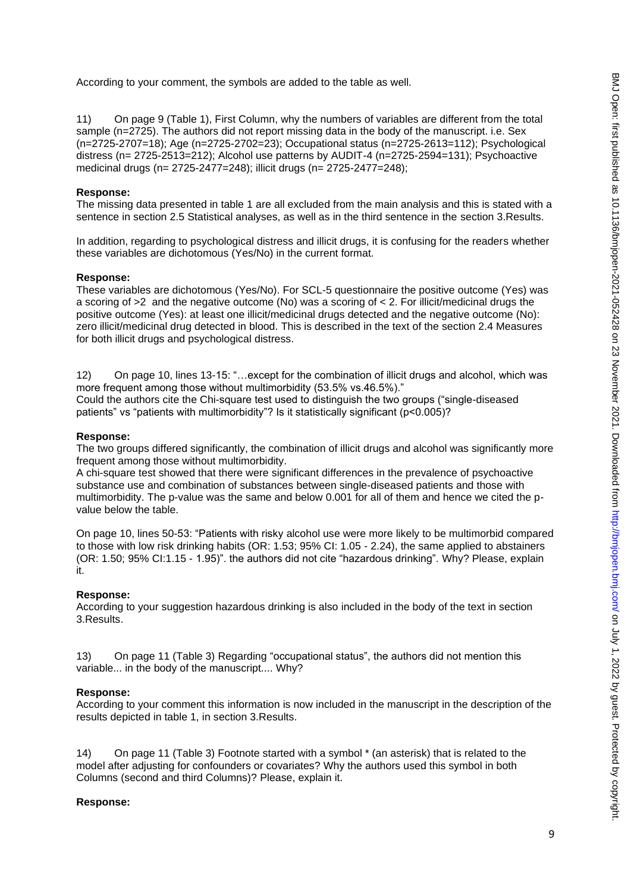According to your comment, the symbols are added to the table as well.

11) On page 9 (Table 1), First Column, why the numbers of variables are different from the total sample (n=2725). The authors did not report missing data in the body of the manuscript. i.e. Sex (n=2725-2707=18); Age (n=2725-2702=23); Occupational status (n=2725-2613=112); Psychological distress (n= 2725-2513=212); Alcohol use patterns by AUDIT-4 (n=2725-2594=131); Psychoactive medicinal drugs (n= 2725-2477=248); illicit drugs (n= 2725-2477=248);

**Response:**

The missing data presented in table 1 are all excluded from the main analysis and this is stated with a sentence in section 2.5 Statistical analyses, as well as in the third sentence in the section 3.Results.

In addition, regarding to psychological distress and illicit drugs, it is confusing for the readers whether these variables are dichotomous (Yes/No) in the current format.

**Response:**

These variables are dichotomous (Yes/No). For SCL-5 questionnaire the positive outcome (Yes) was a scoring of >2 and the negative outcome (No) was a scoring of < 2. For illicit/medicinal drugs the positive outcome (Yes): at least one illicit/medicinal drugs detected and the negative outcome (No): zero illicit/medicinal drug detected in blood. This is described in the text of the section 2.4 Measures for both illicit drugs and psychological distress.

12) On page 10, lines 13-15: "…except for the combination of illicit drugs and alcohol, which was more frequent among those without multimorbidity (53.5% vs.46.5%)."
Could the authors cite the Chi-square test used to distinguish the two groups ("single-diseased patients" vs "patients with multimorbidity"? Is it statistically significant (p<0.005)?

**Response:**

The two groups differed significantly, the combination of illicit drugs and alcohol was significantly more frequent among those without multimorbidity.
A chi-square test showed that there were significant differences in the prevalence of psychoactive substance use and combination of substances between single-diseased patients and those with multimorbidity. The p-value was the same and below 0.001 for all of them and hence we cited the p-value below the table.

On page 10, lines 50-53: "Patients with risky alcohol use were more likely to be multimorbid compared to those with low risk drinking habits (OR: 1.53; 95% CI: 1.05 - 2.24), the same applied to abstainers (OR: 1.50; 95% CI:1.15 - 1.95)". the authors did not cite "hazardous drinking". Why? Please, explain it.

**Response:**

According to your suggestion hazardous drinking is also included in the body of the text in section 3.Results.

13) On page 11 (Table 3) Regarding "occupational status", the authors did not mention this variable... in the body of the manuscript.... Why?

**Response:**

According to your comment this information is now included in the manuscript in the description of the results depicted in table 1, in section 3.Results.

14) On page 11 (Table 3) Footnote started with a symbol * (an asterisk) that is related to the model after adjusting for confounders or covariates? Why the authors used this symbol in both Columns (second and third Columns)? Please, explain it.

**Response:**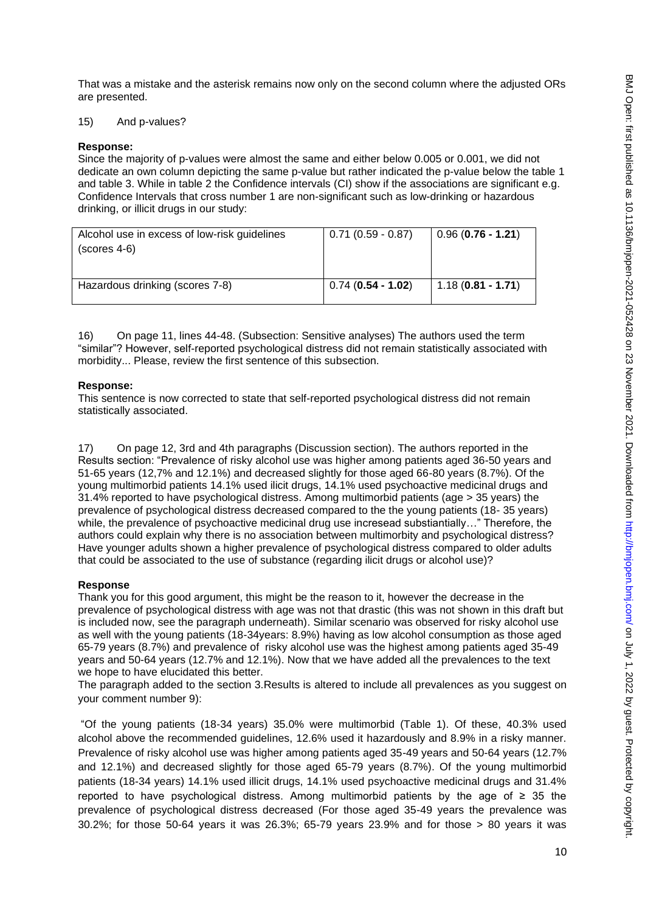That was a mistake and the asterisk remains now only on the second column where the adjusted ORs are presented.

15) And p-values?

**Response:**
Since the majority of p-values were almost the same and either below 0.005 or 0.001, we did not dedicate an own column depicting the same p-value but rather indicated the p-value below the table 1 and table 3. While in table 2 the Confidence intervals (CI) show if the associations are significant e.g. Confidence Intervals that cross number 1 are non-significant such as low-drinking or hazardous drinking, or illicit drugs in our study:

| | | |
|---|---|---|
| Alcohol use in excess of low-risk guidelines (scores 4-6) | 0.71 (0.59 - 0.87) | 0.96 (**0.76 - 1.21**) |
| Hazardous drinking (scores 7-8) | 0.74 (**0.54 - 1.02**) | 1.18 (**0.81 - 1.71**) |

16) On page 11, lines 44-48. (Subsection: Sensitive analyses) The authors used the term "similar"? However, self-reported psychological distress did not remain statistically associated with morbidity... Please, review the first sentence of this subsection.

**Response:**
This sentence is now corrected to state that self-reported psychological distress did not remain statistically associated.

17) On page 12, 3rd and 4th paragraphs (Discussion section). The authors reported in the Results section: "Prevalence of risky alcohol use was higher among patients aged 36-50 years and 51-65 years (12,7% and 12.1%) and decreased slightly for those aged 66-80 years (8.7%). Of the young multimorbid patients 14.1% used ilicit drugs, 14.1% used psychoactive medicinal drugs and 31.4% reported to have psychological distress. Among multimorbid patients (age > 35 years) the prevalence of psychological distress decreased compared to the the young patients (18- 35 years) while, the prevalence of psychoactive medicinal drug use incresead substiantially…" Therefore, the authors could explain why there is no association between multimorbity and psychological distress? Have younger adults shown a higher prevalence of psychological distress compared to older adults that could be associated to the use of substance (regarding ilicit drugs or alcohol use)?

**Response**
Thank you for this good argument, this might be the reason to it, however the decrease in the prevalence of psychological distress with age was not that drastic (this was not shown in this draft but is included now, see the paragraph underneath). Similar scenario was observed for risky alcohol use as well with the young patients (18-34years: 8.9%) having as low alcohol consumption as those aged 65-79 years (8.7%) and prevalence of risky alcohol use was the highest among patients aged 35-49 years and 50-64 years (12.7% and 12.1%). Now that we have added all the prevalences to the text we hope to have elucidated this better.
The paragraph added to the section 3.Results is altered to include all prevalences as you suggest on your comment number 9):

"Of the young patients (18-34 years) 35.0% were multimorbid (Table 1). Of these, 40.3% used alcohol above the recommended guidelines, 12.6% used it hazardously and 8.9% in a risky manner. Prevalence of risky alcohol use was higher among patients aged 35-49 years and 50-64 years (12.7% and 12.1%) and decreased slightly for those aged 65-79 years (8.7%). Of the young multimorbid patients (18-34 years) 14.1% used illicit drugs, 14.1% used psychoactive medicinal drugs and 31.4% reported to have psychological distress. Among multimorbid patients by the age of ≥ 35 the prevalence of psychological distress decreased (For those aged 35-49 years the prevalence was 30.2%; for those 50-64 years it was 26.3%; 65-79 years 23.9% and for those > 80 years it was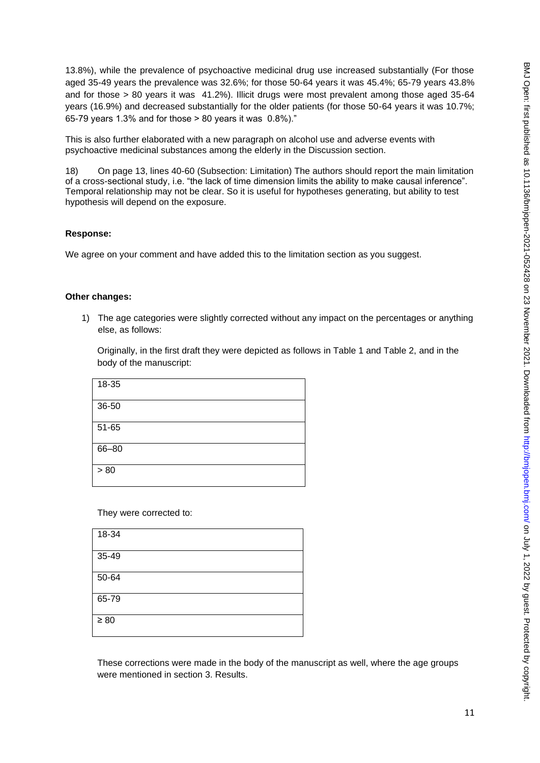13.8%), while the prevalence of psychoactive medicinal drug use increased substantially (For those aged 35-49 years the prevalence was 32.6%; for those 50-64 years it was 45.4%; 65-79 years 43.8% and for those > 80 years it was 41.2%). Illicit drugs were most prevalent among those aged 35-64 years (16.9%) and decreased substantially for the older patients (for those 50-64 years it was 10.7%; 65-79 years 1.3% and for those > 80 years it was 0.8%)."

This is also further elaborated with a new paragraph on alcohol use and adverse events with psychoactive medicinal substances among the elderly in the Discussion section.

18) On page 13, lines 40-60 (Subsection: Limitation) The authors should report the main limitation of a cross-sectional study, i.e. "the lack of time dimension limits the ability to make causal inference". Temporal relationship may not be clear. So it is useful for hypotheses generating, but ability to test hypothesis will depend on the exposure.

**Response:**

We agree on your comment and have added this to the limitation section as you suggest.

**Other changes:**

1) The age categories were slightly corrected without any impact on the percentages or anything else, as follows:

   Originally, in the first draft they were depicted as follows in Table 1 and Table 2, and in the body of the manuscript:

| 18-35 |
|---|
| 36-50 |
| 51-65 |
| 66–80 |
| > 80 |

   They were corrected to:

| 18-34 |
|---|
| 35-49 |
| 50-64 |
| 65-79 |
| ≥ 80 |

   These corrections were made in the body of the manuscript as well, where the age groups were mentioned in section 3. Results.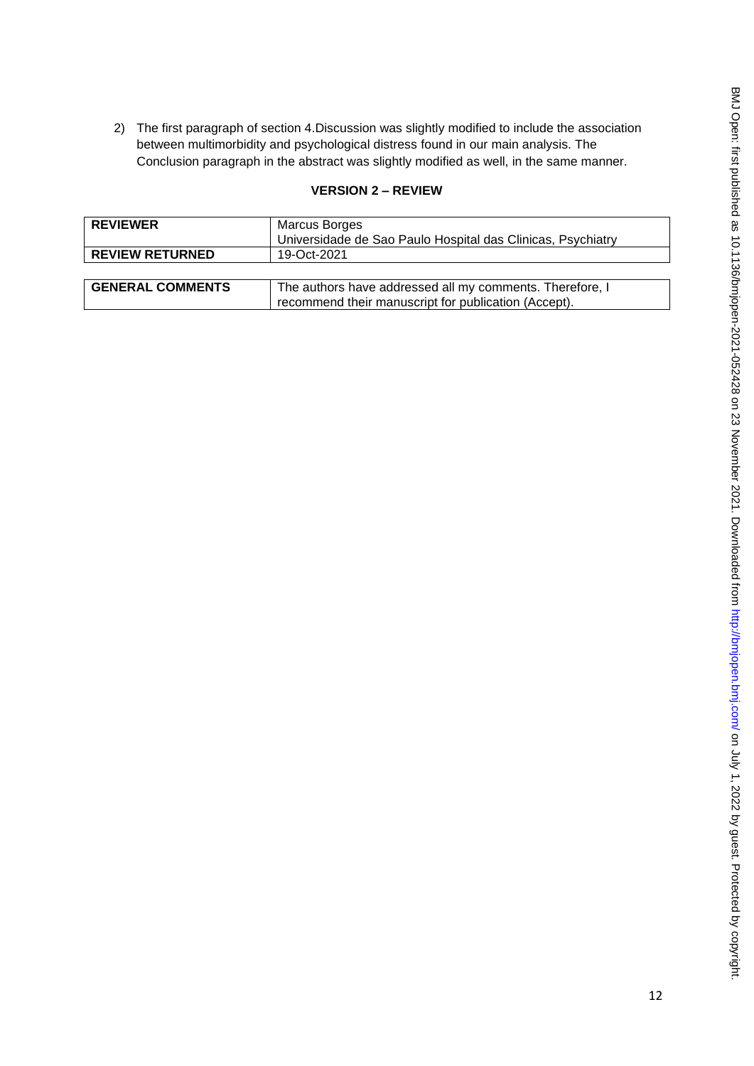2) The first paragraph of section 4.Discussion was slightly modified to include the association between multimorbidity and psychological distress found in our main analysis. The Conclusion paragraph in the abstract was slightly modified as well, in the same manner.

**VERSION 2 – REVIEW**

| | |
|---|---|
| **REVIEWER** | Marcus Borges<br>Universidade de Sao Paulo Hospital das Clinicas, Psychiatry |
| **REVIEW RETURNED** | 19-Oct-2021 |

| | |
|---|---|
| **GENERAL COMMENTS** | The authors have addressed all my comments. Therefore, I recommend their manuscript for publication (Accept). |